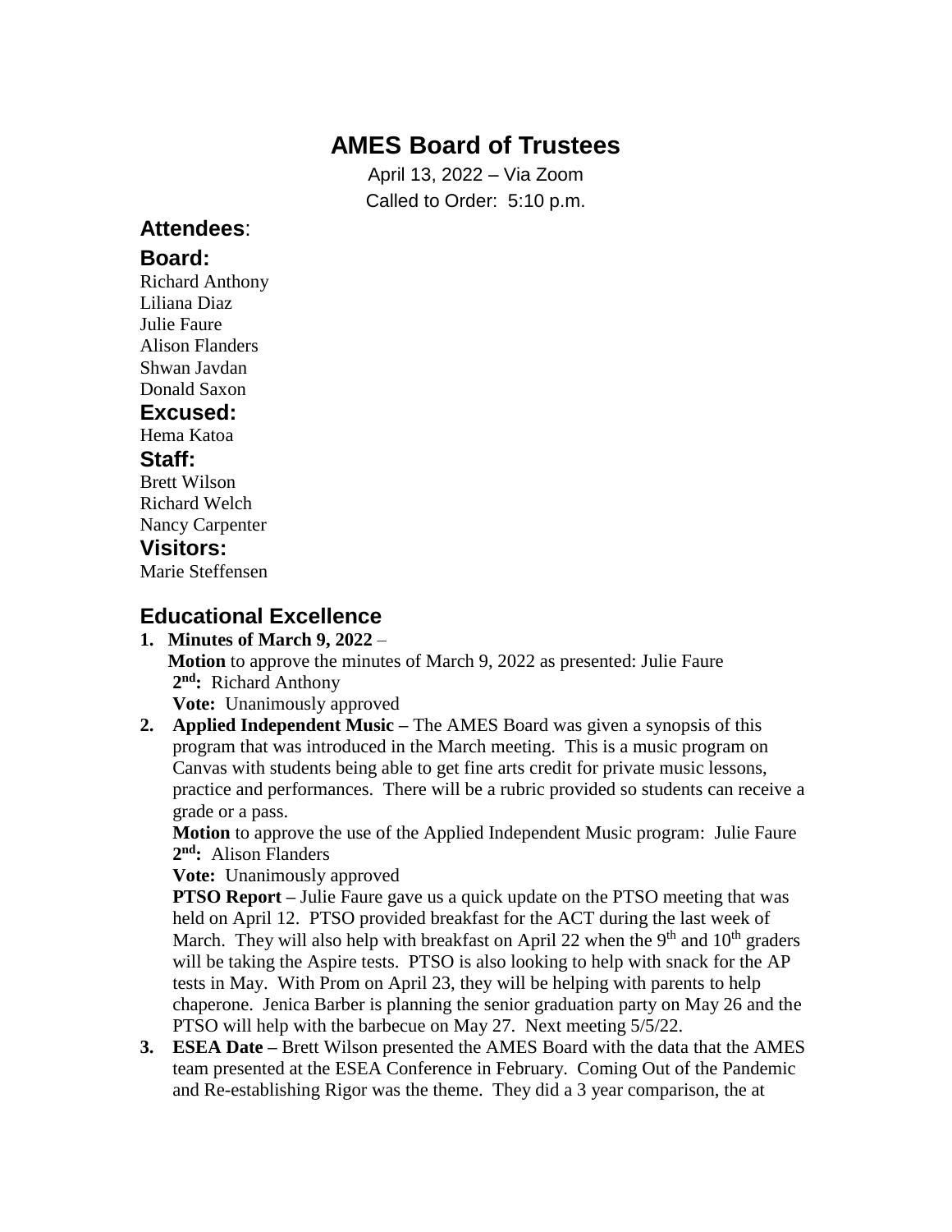# AMES Board of Trustees

April 13, 2022 – Via Zoom

Called to Order: 5:10 p.m.

## Attendees:

### Board:

Richard Anthony
Liliana Diaz
Julie Faure
Alison Flanders
Shwan Javdan
Donald Saxon

### Excused:

Hema Katoa

### Staff:

Brett Wilson
Richard Welch
Nancy Carpenter

### Visitors:

Marie Steffensen

## Educational Excellence

1. **Minutes of March 9, 2022** –
   **Motion** to approve the minutes of March 9, 2022 as presented: Julie Faure
   **2nd:** Richard Anthony
   **Vote:** Unanimously approved

2. **Applied Independent Music –** The AMES Board was given a synopsis of this program that was introduced in the March meeting. This is a music program on Canvas with students being able to get fine arts credit for private music lessons, practice and performances. There will be a rubric provided so students can receive a grade or a pass.
   **Motion** to approve the use of the Applied Independent Music program: Julie Faure
   **2nd:** Alison Flanders
   **Vote:** Unanimously approved
   **PTSO Report –** Julie Faure gave us a quick update on the PTSO meeting that was held on April 12. PTSO provided breakfast for the ACT during the last week of March. They will also help with breakfast on April 22 when the 9th and 10th graders will be taking the Aspire tests. PTSO is also looking to help with snack for the AP tests in May. With Prom on April 23, they will be helping with parents to help chaperone. Jenica Barber is planning the senior graduation party on May 26 and the PTSO will help with the barbecue on May 27. Next meeting 5/5/22.

3. **ESEA Date –** Brett Wilson presented the AMES Board with the data that the AMES team presented at the ESEA Conference in February. Coming Out of the Pandemic and Re-establishing Rigor was the theme. They did a 3 year comparison, the at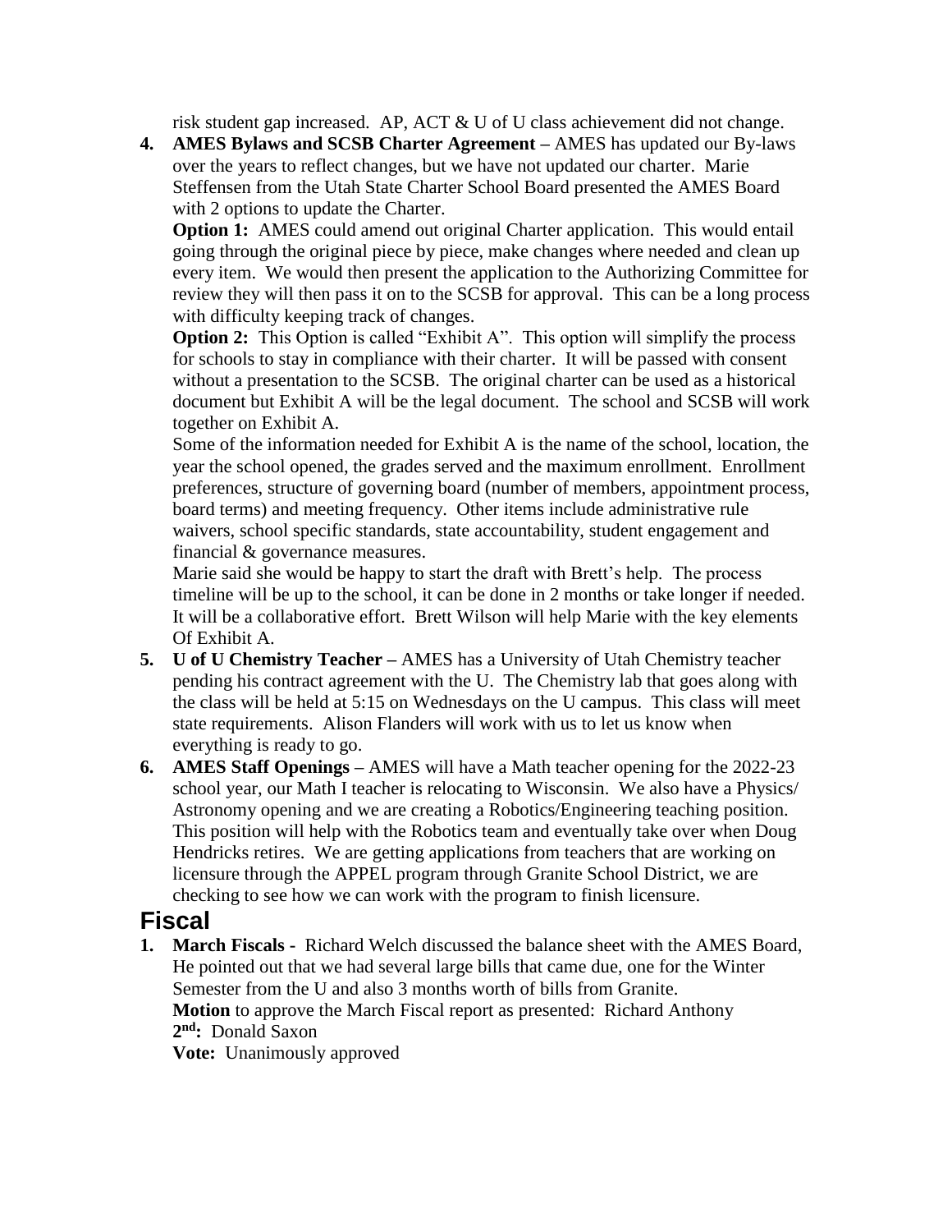risk student gap increased. AP, ACT & U of U class achievement did not change.

4. **AMES Bylaws and SCSB Charter Agreement –** AMES has updated our By-laws over the years to reflect changes, but we have not updated our charter. Marie Steffensen from the Utah State Charter School Board presented the AMES Board with 2 options to update the Charter.

   **Option 1:** AMES could amend out original Charter application. This would entail going through the original piece by piece, make changes where needed and clean up every item. We would then present the application to the Authorizing Committee for review they will then pass it on to the SCSB for approval. This can be a long process with difficulty keeping track of changes.

   **Option 2:** This Option is called "Exhibit A". This option will simplify the process for schools to stay in compliance with their charter. It will be passed with consent without a presentation to the SCSB. The original charter can be used as a historical document but Exhibit A will be the legal document. The school and SCSB will work together on Exhibit A.

   Some of the information needed for Exhibit A is the name of the school, location, the year the school opened, the grades served and the maximum enrollment. Enrollment preferences, structure of governing board (number of members, appointment process, board terms) and meeting frequency. Other items include administrative rule waivers, school specific standards, state accountability, student engagement and financial & governance measures.

   Marie said she would be happy to start the draft with Brett's help. The process timeline will be up to the school, it can be done in 2 months or take longer if needed. It will be a collaborative effort. Brett Wilson will help Marie with the key elements Of Exhibit A.

5. **U of U Chemistry Teacher –** AMES has a University of Utah Chemistry teacher pending his contract agreement with the U. The Chemistry lab that goes along with the class will be held at 5:15 on Wednesdays on the U campus. This class will meet state requirements. Alison Flanders will work with us to let us know when everything is ready to go.

6. **AMES Staff Openings –** AMES will have a Math teacher opening for the 2022-23 school year, our Math I teacher is relocating to Wisconsin. We also have a Physics/ Astronomy opening and we are creating a Robotics/Engineering teaching position. This position will help with the Robotics team and eventually take over when Doug Hendricks retires. We are getting applications from teachers that are working on licensure through the APPEL program through Granite School District, we are checking to see how we can work with the program to finish licensure.

## Fiscal

1. **March Fiscals -** Richard Welch discussed the balance sheet with the AMES Board, He pointed out that we had several large bills that came due, one for the Winter Semester from the U and also 3 months worth of bills from Granite.

   **Motion** to approve the March Fiscal report as presented: Richard Anthony
   **2nd:** Donald Saxon
   **Vote:** Unanimously approved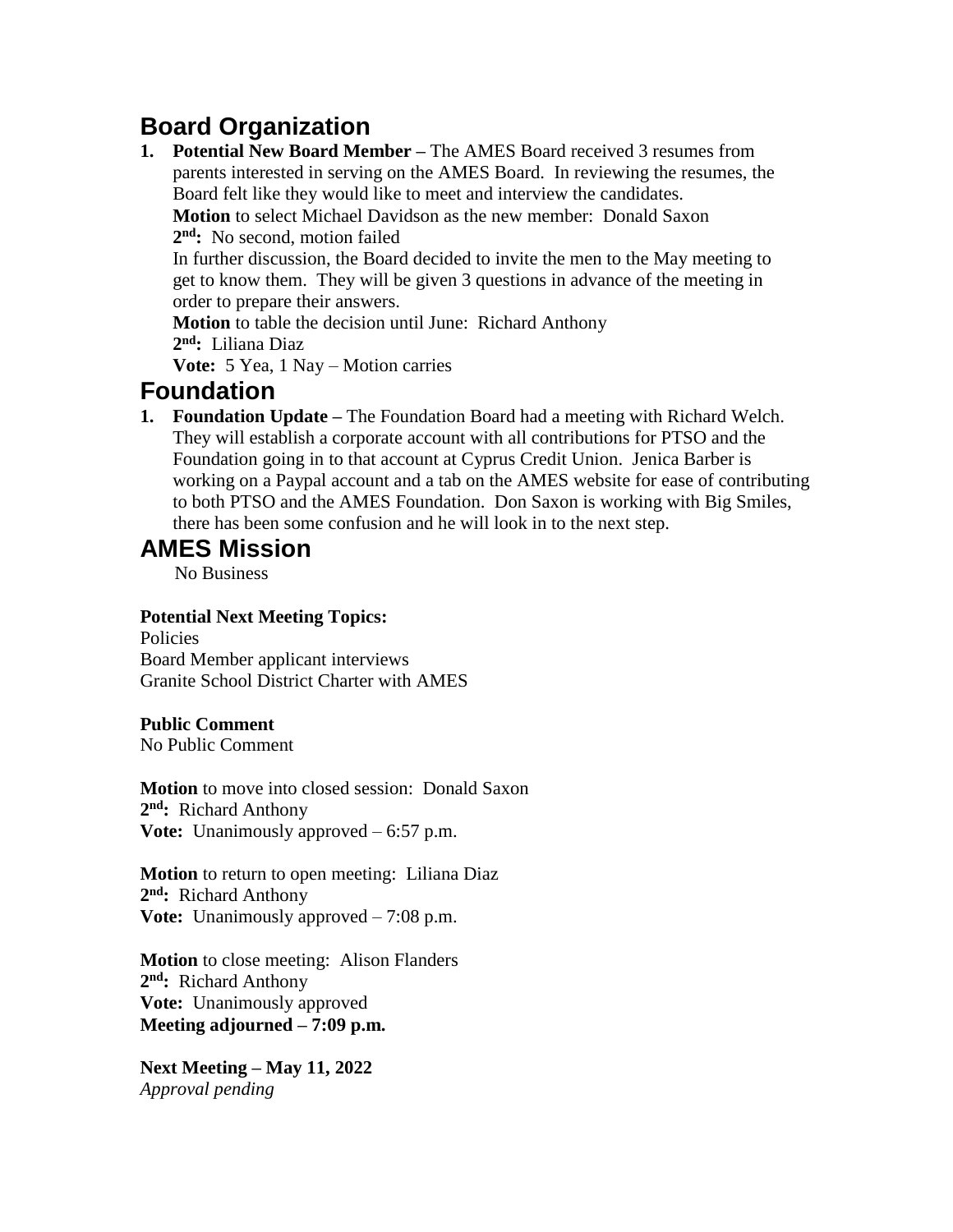## Board Organization

1. **Potential New Board Member –** The AMES Board received 3 resumes from parents interested in serving on the AMES Board. In reviewing the resumes, the Board felt like they would like to meet and interview the candidates.
   **Motion** to select Michael Davidson as the new member: Donald Saxon
   **2nd:** No second, motion failed
   In further discussion, the Board decided to invite the men to the May meeting to get to know them. They will be given 3 questions in advance of the meeting in order to prepare their answers.
   **Motion** to table the decision until June: Richard Anthony
   **2nd:** Liliana Diaz
   **Vote:** 5 Yea, 1 Nay – Motion carries

## Foundation

1. **Foundation Update –** The Foundation Board had a meeting with Richard Welch. They will establish a corporate account with all contributions for PTSO and the Foundation going in to that account at Cyprus Credit Union. Jenica Barber is working on a Paypal account and a tab on the AMES website for ease of contributing to both PTSO and the AMES Foundation. Don Saxon is working with Big Smiles, there has been some confusion and he will look in to the next step.

## AMES Mission

No Business

**Potential Next Meeting Topics:**
Policies
Board Member applicant interviews
Granite School District Charter with AMES

**Public Comment**
No Public Comment

**Motion** to move into closed session: Donald Saxon
**2nd:** Richard Anthony
**Vote:** Unanimously approved – 6:57 p.m.

**Motion** to return to open meeting: Liliana Diaz
**2nd:** Richard Anthony
**Vote:** Unanimously approved – 7:08 p.m.

**Motion** to close meeting: Alison Flanders
**2nd:** Richard Anthony
**Vote:** Unanimously approved
**Meeting adjourned – 7:09 p.m.**

**Next Meeting – May 11, 2022**
*Approval pending*